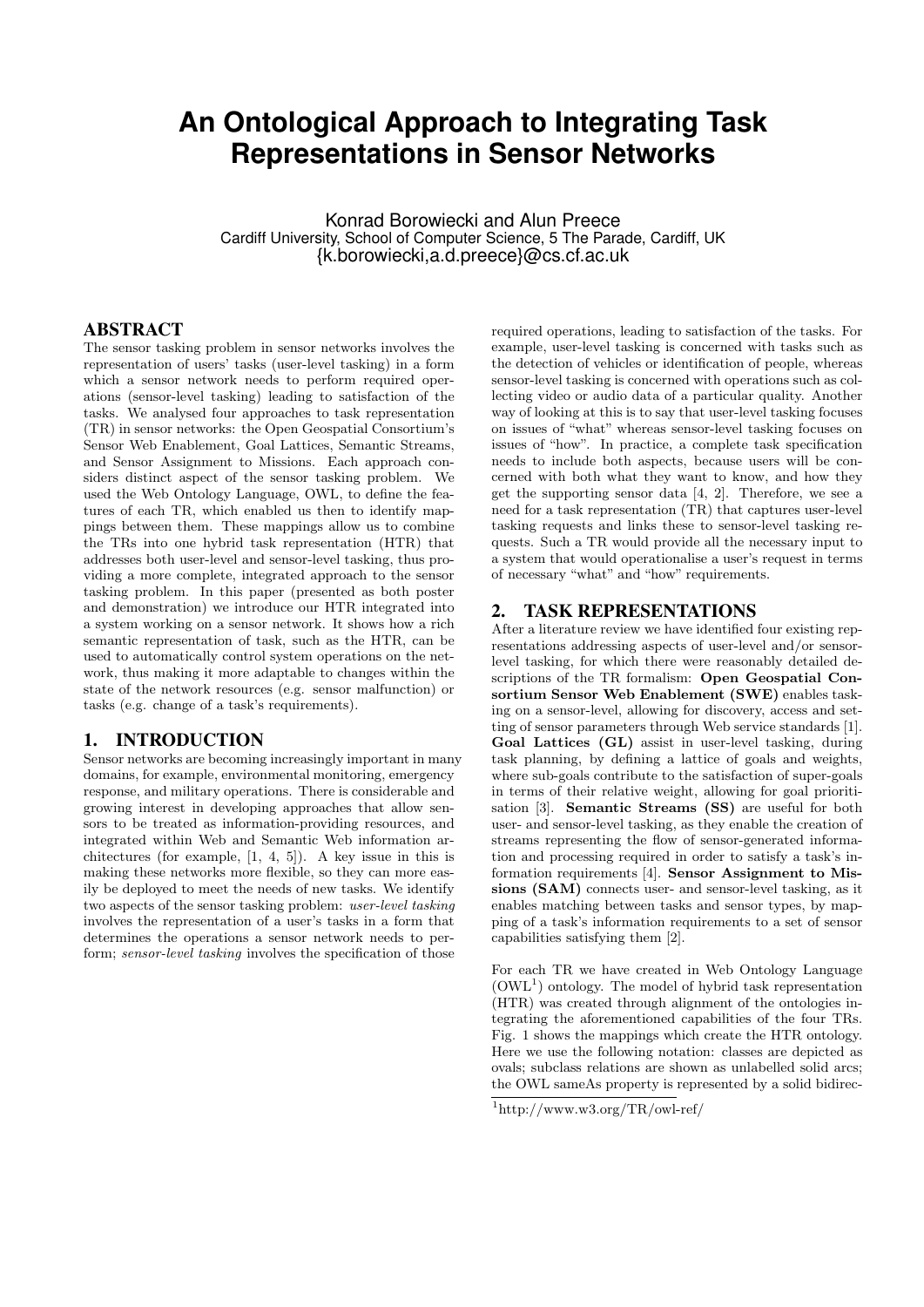# An Ontological Approach to Integrating Task Representations in Sensor Networks

Konrad Borowiecki and Alun Preece
Cardiff University, School of Computer Science, 5 The Parade, Cardiff, UK
{k.borowiecki,a.d.preece}@cs.cf.ac.uk

## ABSTRACT

The sensor tasking problem in sensor networks involves the representation of users' tasks (user-level tasking) in a form which a sensor network needs to perform required operations (sensor-level tasking) leading to satisfaction of the tasks. We analysed four approaches to task representation (TR) in sensor networks: the Open Geospatial Consortium's Sensor Web Enablement, Goal Lattices, Semantic Streams, and Sensor Assignment to Missions. Each approach considers distinct aspect of the sensor tasking problem. We used the Web Ontology Language, OWL, to define the features of each TR, which enabled us then to identify mappings between them. These mappings allow us to combine the TRs into one hybrid task representation (HTR) that addresses both user-level and sensor-level tasking, thus providing a more complete, integrated approach to the sensor tasking problem. In this paper (presented as both poster and demonstration) we introduce our HTR integrated into a system working on a sensor network. It shows how a rich semantic representation of task, such as the HTR, can be used to automatically control system operations on the network, thus making it more adaptable to changes within the state of the network resources (e.g. sensor malfunction) or tasks (e.g. change of a task's requirements).

## 1. INTRODUCTION

Sensor networks are becoming increasingly important in many domains, for example, environmental monitoring, emergency response, and military operations. There is considerable and growing interest in developing approaches that allow sensors to be treated as information-providing resources, and integrated within Web and Semantic Web information architectures (for example, [1, 4, 5]). A key issue in this is making these networks more flexible, so they can more easily be deployed to meet the needs of new tasks. We identify two aspects of the sensor tasking problem: *user-level tasking* involves the representation of a user's tasks in a form that determines the operations a sensor network needs to perform; *sensor-level tasking* involves the specification of those required operations, leading to satisfaction of the tasks. For example, user-level tasking is concerned with tasks such as the detection of vehicles or identification of people, whereas sensor-level tasking is concerned with operations such as collecting video or audio data of a particular quality. Another way of looking at this is to say that user-level tasking focuses on issues of "what" whereas sensor-level tasking focuses on issues of "how". In practice, a complete task specification needs to include both aspects, because users will be concerned with both what they want to know, and how they get the supporting sensor data [4, 2]. Therefore, we see a need for a task representation (TR) that captures user-level tasking requests and links these to sensor-level tasking requests. Such a TR would provide all the necessary input to a system that would operationalise a user's request in terms of necessary "what" and "how" requirements.

## 2. TASK REPRESENTATIONS

After a literature review we have identified four existing representations addressing aspects of user-level and/or sensor-level tasking, for which there were reasonably detailed descriptions of the TR formalism: **Open Geospatial Consortium Sensor Web Enablement (SWE)** enables tasking on a sensor-level, allowing for discovery, access and setting of sensor parameters through Web service standards [1]. **Goal Lattices (GL)** assist in user-level tasking, during task planning, by defining a lattice of goals and weights, where sub-goals contribute to the satisfaction of super-goals in terms of their relative weight, allowing for goal prioritisation [3]. **Semantic Streams (SS)** are useful for both user- and sensor-level tasking, as they enable the creation of streams representing the flow of sensor-generated information and processing required in order to satisfy a task's information requirements [4]. **Sensor Assignment to Missions (SAM)** connects user- and sensor-level tasking, as it enables matching between tasks and sensor types, by mapping of a task's information requirements to a set of sensor capabilities satisfying them [2].

For each TR we have created in Web Ontology Language (OWL[1]) ontology. The model of hybrid task representation (HTR) was created through alignment of the ontologies integrating the aforementioned capabilities of the four TRs. Fig. 1 shows the mappings which create the HTR ontology. Here we use the following notation: classes are depicted as ovals; subclass relations are shown as unlabelled solid arcs; the OWL sameAs property is represented by a solid bidirec-

[1] http://www.w3.org/TR/owl-ref/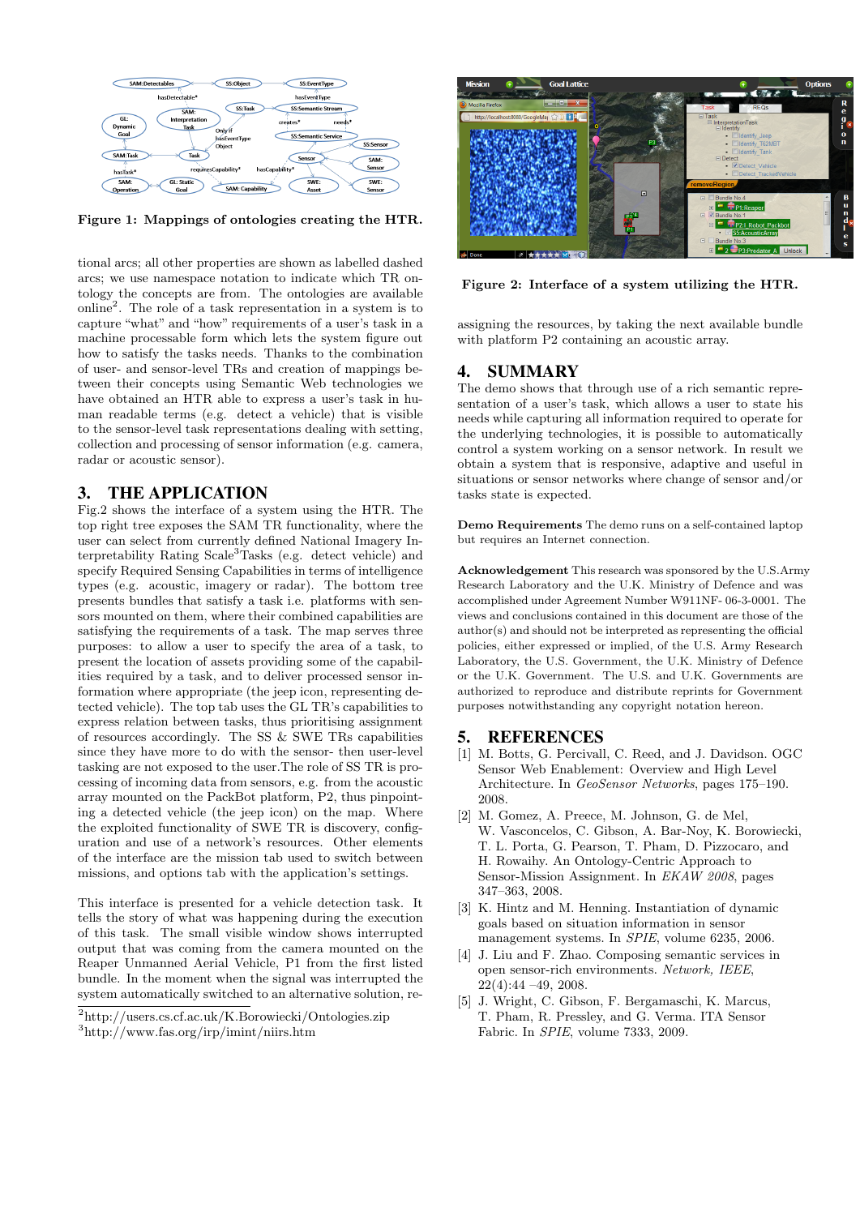Figure 1: Mappings of ontologies creating the HTR.

tional arcs; all other properties are shown as labelled dashed arcs; we use namespace notation to indicate which TR ontology the concepts are from. The ontologies are available online[2]. The role of a task representation in a system is to capture "what" and "how" requirements of a user's task in a machine processable form which lets the system figure out how to satisfy the tasks needs. Thanks to the combination of user- and sensor-level TRs and creation of mappings between their concepts using Semantic Web technologies we have obtained an HTR able to express a user's task in human readable terms (e.g. detect a vehicle) that is visible to the sensor-level task representations dealing with setting, collection and processing of sensor information (e.g. camera, radar or acoustic sensor).

# 3. THE APPLICATION

Fig.2 shows the interface of a system using the HTR. The top right tree exposes the SAM TR functionality, where the user can select from currently defined National Imagery Interpretability Rating Scale[3]Tasks (e.g. detect vehicle) and specify Required Sensing Capabilities in terms of intelligence types (e.g. acoustic, imagery or radar). The bottom tree presents bundles that satisfy a task i.e. platforms with sensors mounted on them, where their combined capabilities are satisfying the requirements of a task. The map serves three purposes: to allow a user to specify the area of a task, to present the location of assets providing some of the capabilities required by a task, and to deliver processed sensor information where appropriate (the jeep icon, representing detected vehicle). The top tab uses the GL TR's capabilities to express relation between tasks, thus prioritising assignment of resources accordingly. The SS & SWE TRs capabilities since they have more to do with the sensor- then user-level tasking are not exposed to the user.The role of SS TR is processing of incoming data from sensors, e.g. from the acoustic array mounted on the PackBot platform, P2, thus pinpointing a detected vehicle (the jeep icon) on the map. Where the exploited functionality of SWE TR is discovery, configuration and use of a network's resources. Other elements of the interface are the mission tab used to switch between missions, and options tab with the application's settings.

This interface is presented for a vehicle detection task. It tells the story of what was happening during the execution of this task. The small visible window shows interrupted output that was coming from the camera mounted on the Reaper Unmanned Aerial Vehicle, P1 from the first listed bundle. In the moment when the signal was interrupted the system automatically switched to an alternative solution, re-

[2]http://users.cs.cf.ac.uk/K.Borowiecki/Ontologies.zip
[3]http://www.fas.org/irp/imint/niirs.htm

Figure 2: Interface of a system utilizing the HTR.

assigning the resources, by taking the next available bundle with platform P2 containing an acoustic array.

# 4. SUMMARY

The demo shows that through use of a rich semantic representation of a user's task, which allows a user to state his needs while capturing all information required to operate for the underlying technologies, it is possible to automatically control a system working on a sensor network. In result we obtain a system that is responsive, adaptive and useful in situations or sensor networks where change of sensor and/or tasks state is expected.

**Demo Requirements** The demo runs on a self-contained laptop but requires an Internet connection.

**Acknowledgement** This research was sponsored by the U.S.Army Research Laboratory and the U.K. Ministry of Defence and was accomplished under Agreement Number W911NF- 06-3-0001. The views and conclusions contained in this document are those of the author(s) and should not be interpreted as representing the official policies, either expressed or implied, of the U.S. Army Research Laboratory, the U.S. Government, the U.K. Ministry of Defence or the U.K. Government. The U.S. and U.K. Governments are authorized to reproduce and distribute reprints for Government purposes notwithstanding any copyright notation hereon.

# 5. REFERENCES

[1] M. Botts, G. Percivall, C. Reed, and J. Davidson. OGC Sensor Web Enablement: Overview and High Level Architecture. In *GeoSensor Networks*, pages 175–190. 2008.

[2] M. Gomez, A. Preece, M. Johnson, G. de Mel, W. Vasconcelos, C. Gibson, A. Bar-Noy, K. Borowiecki, T. L. Porta, G. Pearson, T. Pham, D. Pizzocaro, and H. Rowaihy. An Ontology-Centric Approach to Sensor-Mission Assignment. In *EKAW 2008*, pages 347–363, 2008.

[3] K. Hintz and M. Henning. Instantiation of dynamic goals based on situation information in sensor management systems. In *SPIE*, volume 6235, 2006.

[4] J. Liu and F. Zhao. Composing semantic services in open sensor-rich environments. *Network, IEEE*, 22(4):44 –49, 2008.

[5] J. Wright, C. Gibson, F. Bergamaschi, K. Marcus, T. Pham, R. Pressley, and G. Verma. ITA Sensor Fabric. In *SPIE*, volume 7333, 2009.